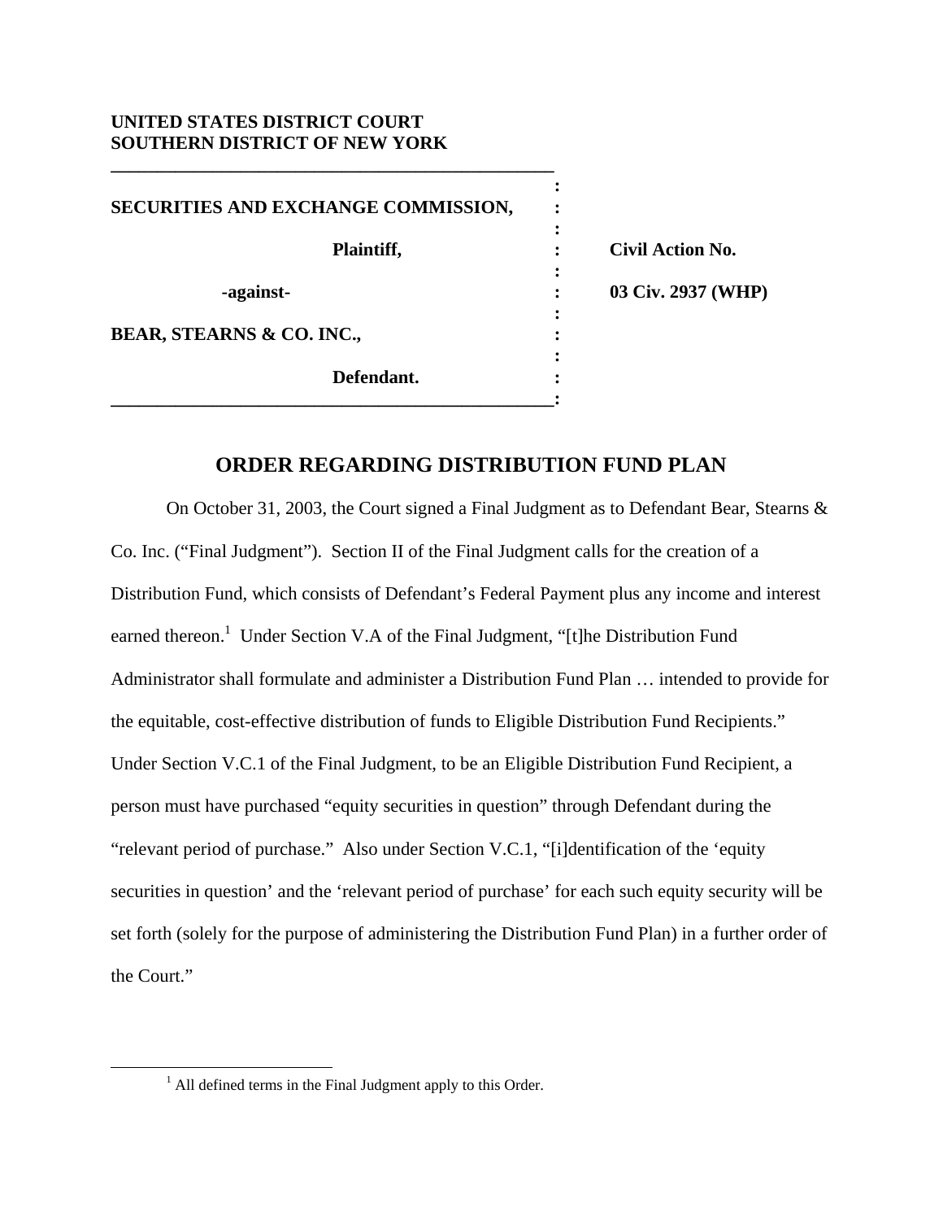**UNITED STATES DISTRICT COURT**
**SOUTHERN DISTRICT OF NEW YORK**

| | | |
|---|---|---|
| **SECURITIES AND EXCHANGE COMMISSION,** | : | |
| **Plaintiff,** | : | **Civil Action No.** |
| **-against-** | : | **03 Civ. 2937 (WHP)** |
| **BEAR, STEARNS & CO. INC.,** | : | |
| **Defendant.** | : | |

## ORDER REGARDING DISTRIBUTION FUND PLAN

On October 31, 2003, the Court signed a Final Judgment as to Defendant Bear, Stearns & Co. Inc. ("Final Judgment"). Section II of the Final Judgment calls for the creation of a Distribution Fund, which consists of Defendant's Federal Payment plus any income and interest earned thereon.[1] Under Section V.A of the Final Judgment, "[t]he Distribution Fund Administrator shall formulate and administer a Distribution Fund Plan … intended to provide for the equitable, cost-effective distribution of funds to Eligible Distribution Fund Recipients." Under Section V.C.1 of the Final Judgment, to be an Eligible Distribution Fund Recipient, a person must have purchased "equity securities in question" through Defendant during the "relevant period of purchase." Also under Section V.C.1, "[i]dentification of the 'equity securities in question' and the 'relevant period of purchase' for each such equity security will be set forth (solely for the purpose of administering the Distribution Fund Plan) in a further order of the Court."

[1] All defined terms in the Final Judgment apply to this Order.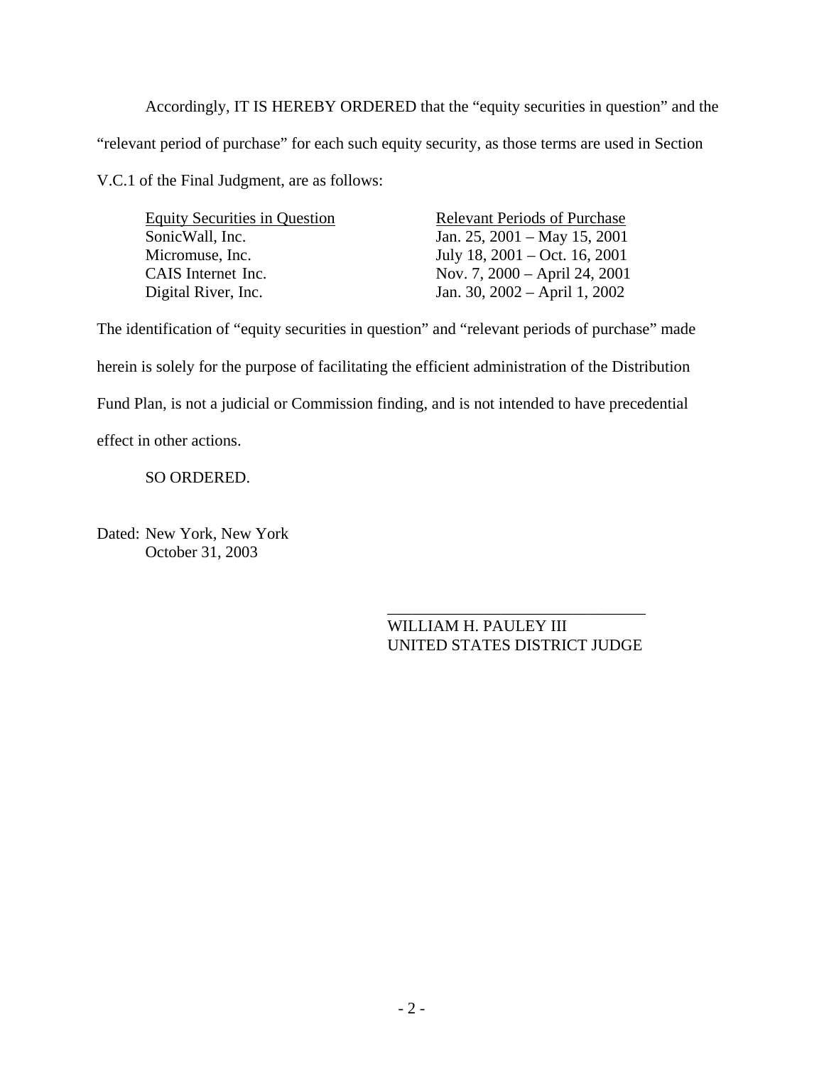Accordingly, IT IS HEREBY ORDERED that the "equity securities in question" and the "relevant period of purchase" for each such equity security, as those terms are used in Section V.C.1 of the Final Judgment, are as follows:

| Equity Securities in Question | Relevant Periods of Purchase |
|---|---|
| SonicWall, Inc. | Jan. 25, 2001 – May 15, 2001 |
| Micromuse, Inc. | July 18, 2001 – Oct. 16, 2001 |
| CAIS Internet Inc. | Nov. 7, 2000 – April 24, 2001 |
| Digital River, Inc. | Jan. 30, 2002 – April 1, 2002 |

The identification of "equity securities in question" and "relevant periods of purchase" made herein is solely for the purpose of facilitating the efficient administration of the Distribution Fund Plan, is not a judicial or Commission finding, and is not intended to have precedential effect in other actions.

SO ORDERED.

Dated: New York, New York
October 31, 2003

\_\_\_\_\_\_\_\_\_\_\_\_\_\_\_\_\_\_\_\_\_\_\_\_\_\_\_\_\_\_\_\_

WILLIAM H. PAULEY III
UNITED STATES DISTRICT JUDGE